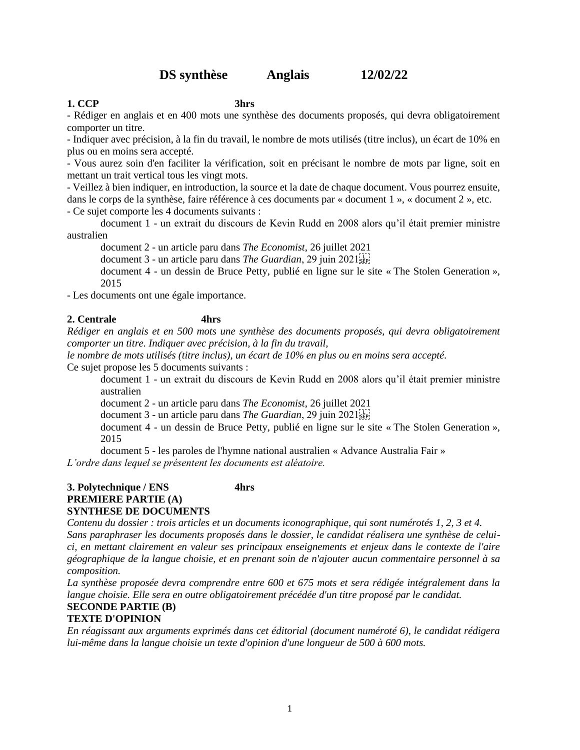# DS synthèse Anglais 12/02/22

**1. CCP 3hrs**

- Rédiger en anglais et en 400 mots une synthèse des documents proposés, qui devra obligatoirement comporter un titre.
- Indiquer avec précision, à la fin du travail, le nombre de mots utilisés (titre inclus), un écart de 10% en plus ou en moins sera accepté.
- Vous aurez soin d'en faciliter la vérification, soit en précisant le nombre de mots par ligne, soit en mettant un trait vertical tous les vingt mots.
- Veillez à bien indiquer, en introduction, la source et la date de chaque document. Vous pourrez ensuite, dans le corps de la synthèse, faire référence à ces documents par « document 1 », « document 2 », etc.
- Ce sujet comporte les 4 documents suivants :

    document 1 - un extrait du discours de Kevin Rudd en 2008 alors qu'il était premier ministre australien

    document 2 - un article paru dans *The Economist*, 26 juillet 2021

    document 3 - un article paru dans *The Guardian*, 29 juin 2021

    document 4 - un dessin de Bruce Petty, publié en ligne sur le site « The Stolen Generation », 2015

- Les documents ont une égale importance.

**2. Centrale 4hrs**

*Rédiger en anglais et en 500 mots une synthèse des documents proposés, qui devra obligatoirement comporter un titre. Indiquer avec précision, à la fin du travail, le nombre de mots utilisés (titre inclus), un écart de 10% en plus ou en moins sera accepté.*

Ce sujet propose les 5 documents suivants :

document 1 - un extrait du discours de Kevin Rudd en 2008 alors qu'il était premier ministre australien

document 2 - un article paru dans *The Economist*, 26 juillet 2021

document 3 - un article paru dans *The Guardian*, 29 juin 2021

document 4 - un dessin de Bruce Petty, publié en ligne sur le site « The Stolen Generation », 2015

document 5 - les paroles de l'hymne national australien « Advance Australia Fair »

*L'ordre dans lequel se présentent les documents est aléatoire.*

**3. Polytechnique / ENS 4hrs**

**PREMIERE PARTIE (A)**

**SYNTHESE DE DOCUMENTS**

*Contenu du dossier : trois articles et un documents iconographique, qui sont numérotés 1, 2, 3 et 4. Sans paraphraser les documents proposés dans le dossier, le candidat réalisera une synthèse de celui-ci, en mettant clairement en valeur ses principaux enseignements et enjeux dans le contexte de l'aire géographique de la langue choisie, et en prenant soin de n'ajouter aucun commentaire personnel à sa composition.*

*La synthèse proposée devra comprendre entre 600 et 675 mots et sera rédigée intégralement dans la langue choisie. Elle sera en outre obligatoirement précédée d'un titre proposé par le candidat.*

**SECONDE PARTIE (B)**

**TEXTE D'OPINION**

*En réagissant aux arguments exprimés dans cet éditorial (document numéroté 6), le candidat rédigera lui-même dans la langue choisie un texte d'opinion d'une longueur de 500 à 600 mots.*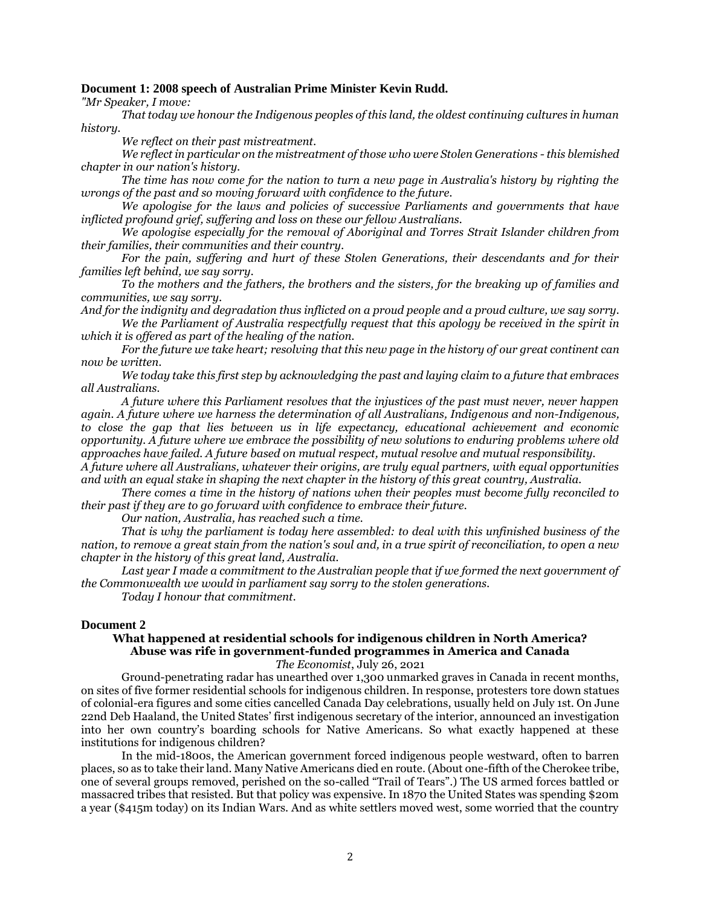**Document 1: 2008 speech of Australian Prime Minister Kevin Rudd.**

*"Mr Speaker, I move:*

*That today we honour the Indigenous peoples of this land, the oldest continuing cultures in human history.*

*We reflect on their past mistreatment.*

*We reflect in particular on the mistreatment of those who were Stolen Generations - this blemished chapter in our nation's history.*

*The time has now come for the nation to turn a new page in Australia's history by righting the wrongs of the past and so moving forward with confidence to the future.*

*We apologise for the laws and policies of successive Parliaments and governments that have inflicted profound grief, suffering and loss on these our fellow Australians.*

*We apologise especially for the removal of Aboriginal and Torres Strait Islander children from their families, their communities and their country.*

*For the pain, suffering and hurt of these Stolen Generations, their descendants and for their families left behind, we say sorry.*

*To the mothers and the fathers, the brothers and the sisters, for the breaking up of families and communities, we say sorry.*

*And for the indignity and degradation thus inflicted on a proud people and a proud culture, we say sorry.*

*We the Parliament of Australia respectfully request that this apology be received in the spirit in which it is offered as part of the healing of the nation.*

*For the future we take heart; resolving that this new page in the history of our great continent can now be written.*

*We today take this first step by acknowledging the past and laying claim to a future that embraces all Australians.*

*A future where this Parliament resolves that the injustices of the past must never, never happen again. A future where we harness the determination of all Australians, Indigenous and non-Indigenous, to close the gap that lies between us in life expectancy, educational achievement and economic opportunity. A future where we embrace the possibility of new solutions to enduring problems where old approaches have failed. A future based on mutual respect, mutual resolve and mutual responsibility.*

*A future where all Australians, whatever their origins, are truly equal partners, with equal opportunities and with an equal stake in shaping the next chapter in the history of this great country, Australia.*

*There comes a time in the history of nations when their peoples must become fully reconciled to their past if they are to go forward with confidence to embrace their future.*

*Our nation, Australia, has reached such a time.*

*That is why the parliament is today here assembled: to deal with this unfinished business of the nation, to remove a great stain from the nation's soul and, in a true spirit of reconciliation, to open a new chapter in the history of this great land, Australia.*

*Last year I made a commitment to the Australian people that if we formed the next government of the Commonwealth we would in parliament say sorry to the stolen generations.*

*Today I honour that commitment.*

**Document 2**

**What happened at residential schools for indigenous children in North America?**
**Abuse was rife in government-funded programmes in America and Canada**

*The Economist*, July 26, 2021

Ground-penetrating radar has unearthed over 1,300 unmarked graves in Canada in recent months, on sites of five former residential schools for indigenous children. In response, protesters tore down statues of colonial-era figures and some cities cancelled Canada Day celebrations, usually held on July 1st. On June 22nd Deb Haaland, the United States' first indigenous secretary of the interior, announced an investigation into her own country's boarding schools for Native Americans. So what exactly happened at these institutions for indigenous children?

In the mid-1800s, the American government forced indigenous people westward, often to barren places, so as to take their land. Many Native Americans died en route. (About one-fifth of the Cherokee tribe, one of several groups removed, perished on the so-called "Trail of Tears".) The US armed forces battled or massacred tribes that resisted. But that policy was expensive. In 1870 the United States was spending $20m a year ($415m today) on its Indian Wars. And as white settlers moved west, some worried that the country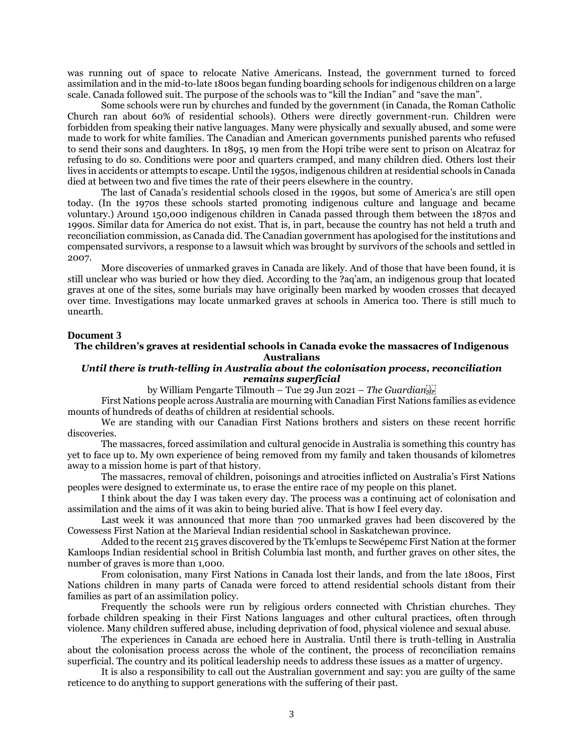was running out of space to relocate Native Americans. Instead, the government turned to forced assimilation and in the mid-to-late 1800s began funding boarding schools for indigenous children on a large scale. Canada followed suit. The purpose of the schools was to "kill the Indian" and "save the man".

Some schools were run by churches and funded by the government (in Canada, the Roman Catholic Church ran about 60% of residential schools). Others were directly government-run. Children were forbidden from speaking their native languages. Many were physically and sexually abused, and some were made to work for white families. The Canadian and American governments punished parents who refused to send their sons and daughters. In 1895, 19 men from the Hopi tribe were sent to prison on Alcatraz for refusing to do so. Conditions were poor and quarters cramped, and many children died. Others lost their lives in accidents or attempts to escape. Until the 1950s, indigenous children at residential schools in Canada died at between two and five times the rate of their peers elsewhere in the country.

The last of Canada's residential schools closed in the 1990s, but some of America's are still open today. (In the 1970s these schools started promoting indigenous culture and language and became voluntary.) Around 150,000 indigenous children in Canada passed through them between the 1870s and 1990s. Similar data for America do not exist. That is, in part, because the country has not held a truth and reconciliation commission, as Canada did. The Canadian government has apologised for the institutions and compensated survivors, a response to a lawsuit which was brought by survivors of the schools and settled in 2007.

More discoveries of unmarked graves in Canada are likely. And of those that have been found, it is still unclear who was buried or how they died. According to the ?aq'am, an indigenous group that located graves at one of the sites, some burials may have originally been marked by wooden crosses that decayed over time. Investigations may locate unmarked graves at schools in America too. There is still much to unearth.

**Document 3**

### The children's graves at residential schools in Canada evoke the massacres of Indigenous Australians

***Until there is truth-telling in Australia about the colonisation process, reconciliation remains superficial***

by William Pengarte Tilmouth – Tue 29 Jun 2021 – *The Guardian*

First Nations people across Australia are mourning with Canadian First Nations families as evidence mounts of hundreds of deaths of children at residential schools.

We are standing with our Canadian First Nations brothers and sisters on these recent horrific discoveries.

The massacres, forced assimilation and cultural genocide in Australia is something this country has yet to face up to. My own experience of being removed from my family and taken thousands of kilometres away to a mission home is part of that history.

The massacres, removal of children, poisonings and atrocities inflicted on Australia's First Nations peoples were designed to exterminate us, to erase the entire race of my people on this planet.

I think about the day I was taken every day. The process was a continuing act of colonisation and assimilation and the aims of it was akin to being buried alive. That is how I feel every day.

Last week it was announced that more than 700 unmarked graves had been discovered by the Cowessess First Nation at the Marieval Indian residential school in Saskatchewan province.

Added to the recent 215 graves discovered by the Tk'emlups te Secwépemc First Nation at the former Kamloops Indian residential school in British Columbia last month, and further graves on other sites, the number of graves is more than 1,000.

From colonisation, many First Nations in Canada lost their lands, and from the late 1800s, First Nations children in many parts of Canada were forced to attend residential schools distant from their families as part of an assimilation policy.

Frequently the schools were run by religious orders connected with Christian churches. They forbade children speaking in their First Nations languages and other cultural practices, often through violence. Many children suffered abuse, including deprivation of food, physical violence and sexual abuse.

The experiences in Canada are echoed here in Australia. Until there is truth-telling in Australia about the colonisation process across the whole of the continent, the process of reconciliation remains superficial. The country and its political leadership needs to address these issues as a matter of urgency.

It is also a responsibility to call out the Australian government and say: you are guilty of the same reticence to do anything to support generations with the suffering of their past.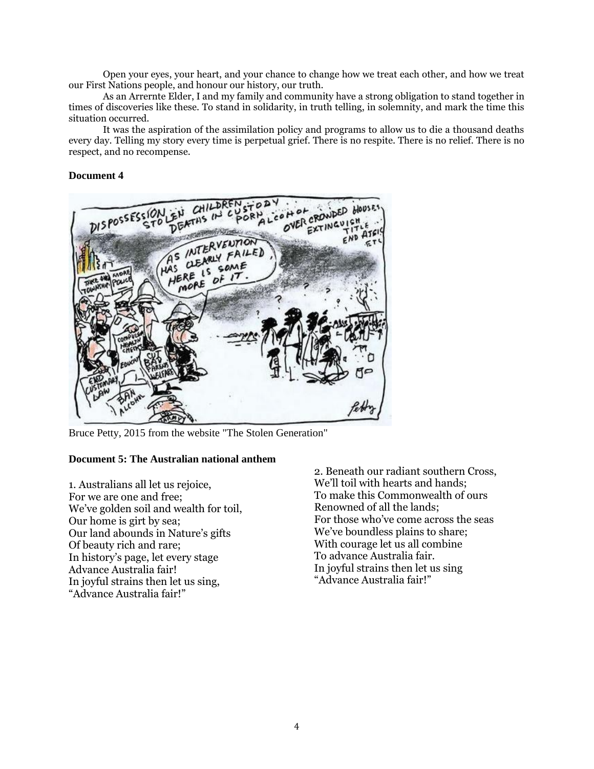Open your eyes, your heart, and your chance to change how we treat each other, and how we treat our First Nations people, and honour our history, our truth.

As an Arrernte Elder, I and my family and community have a strong obligation to stand together in times of discoveries like these. To stand in solidarity, in truth telling, in solemnity, and mark the time this situation occurred.

It was the aspiration of the assimilation policy and programs to allow us to die a thousand deaths every day. Telling my story every time is perpetual grief. There is no respite. There is no relief. There is no respect, and no recompense.

**Document 4**

Bruce Petty, 2015 from the website "The Stolen Generation"

**Document 5: The Australian national anthem**

1. Australians all let us rejoice,
For we are one and free;
We've golden soil and wealth for toil,
Our home is girt by sea;
Our land abounds in Nature's gifts
Of beauty rich and rare;
In history's page, let every stage
Advance Australia fair!
In joyful strains then let us sing,
"Advance Australia fair!"

2. Beneath our radiant southern Cross,
We'll toil with hearts and hands;
To make this Commonwealth of ours
Renowned of all the lands;
For those who've come across the seas
We've boundless plains to share;
With courage let us all combine
To advance Australia fair.
In joyful strains then let us sing
"Advance Australia fair!"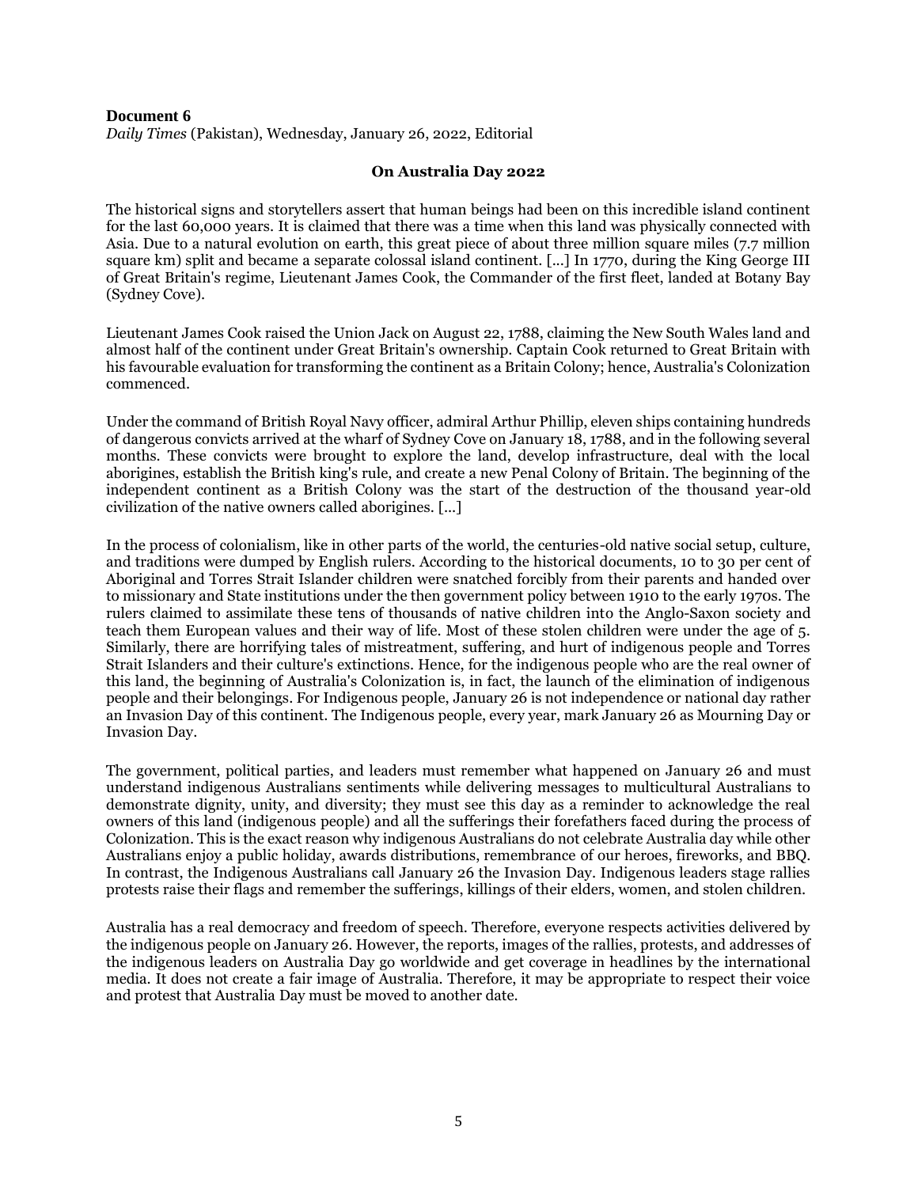**Document 6**
*Daily Times* (Pakistan), Wednesday, January 26, 2022, Editorial

**On Australia Day 2022**

The historical signs and storytellers assert that human beings had been on this incredible island continent for the last 60,000 years. It is claimed that there was a time when this land was physically connected with Asia. Due to a natural evolution on earth, this great piece of about three million square miles (7.7 million square km) split and became a separate colossal island continent. [...] In 1770, during the King George III of Great Britain's regime, Lieutenant James Cook, the Commander of the first fleet, landed at Botany Bay (Sydney Cove).

Lieutenant James Cook raised the Union Jack on August 22, 1788, claiming the New South Wales land and almost half of the continent under Great Britain's ownership. Captain Cook returned to Great Britain with his favourable evaluation for transforming the continent as a Britain Colony; hence, Australia's Colonization commenced.

Under the command of British Royal Navy officer, admiral Arthur Phillip, eleven ships containing hundreds of dangerous convicts arrived at the wharf of Sydney Cove on January 18, 1788, and in the following several months. These convicts were brought to explore the land, develop infrastructure, deal with the local aborigines, establish the British king's rule, and create a new Penal Colony of Britain. The beginning of the independent continent as a British Colony was the start of the destruction of the thousand year-old civilization of the native owners called aborigines. [...]

In the process of colonialism, like in other parts of the world, the centuries-old native social setup, culture, and traditions were dumped by English rulers. According to the historical documents, 10 to 30 per cent of Aboriginal and Torres Strait Islander children were snatched forcibly from their parents and handed over to missionary and State institutions under the then government policy between 1910 to the early 1970s. The rulers claimed to assimilate these tens of thousands of native children into the Anglo-Saxon society and teach them European values and their way of life. Most of these stolen children were under the age of 5. Similarly, there are horrifying tales of mistreatment, suffering, and hurt of indigenous people and Torres Strait Islanders and their culture's extinctions. Hence, for the indigenous people who are the real owner of this land, the beginning of Australia's Colonization is, in fact, the launch of the elimination of indigenous people and their belongings. For Indigenous people, January 26 is not independence or national day rather an Invasion Day of this continent. The Indigenous people, every year, mark January 26 as Mourning Day or Invasion Day.

The government, political parties, and leaders must remember what happened on January 26 and must understand indigenous Australians sentiments while delivering messages to multicultural Australians to demonstrate dignity, unity, and diversity; they must see this day as a reminder to acknowledge the real owners of this land (indigenous people) and all the sufferings their forefathers faced during the process of Colonization. This is the exact reason why indigenous Australians do not celebrate Australia day while other Australians enjoy a public holiday, awards distributions, remembrance of our heroes, fireworks, and BBQ. In contrast, the Indigenous Australians call January 26 the Invasion Day. Indigenous leaders stage rallies protests raise their flags and remember the sufferings, killings of their elders, women, and stolen children.

Australia has a real democracy and freedom of speech. Therefore, everyone respects activities delivered by the indigenous people on January 26. However, the reports, images of the rallies, protests, and addresses of the indigenous leaders on Australia Day go worldwide and get coverage in headlines by the international media. It does not create a fair image of Australia. Therefore, it may be appropriate to respect their voice and protest that Australia Day must be moved to another date.